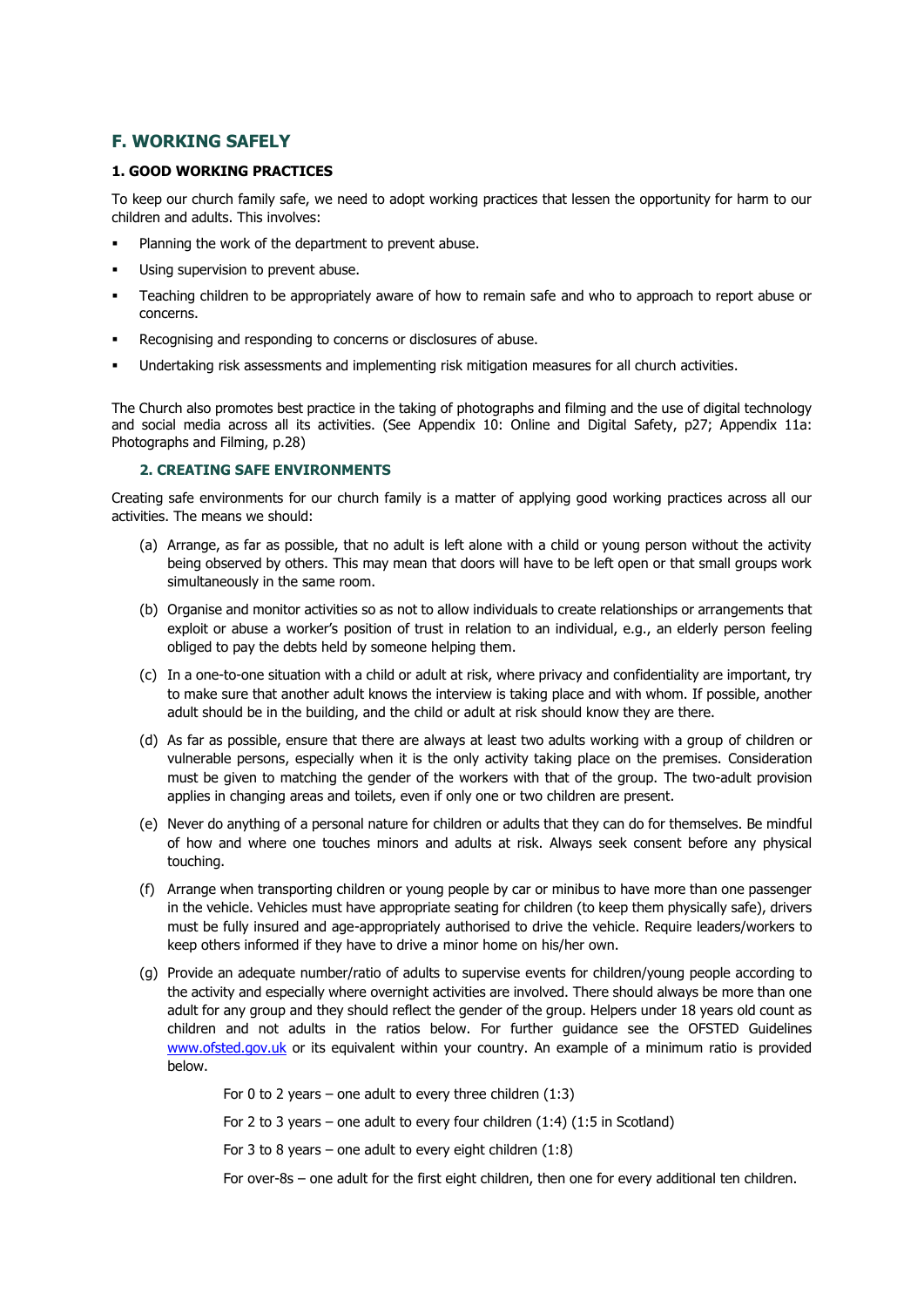## F. WORKING SAFELY

### 1. GOOD WORKING PRACTICES

To keep our church family safe, we need to adopt working practices that lessen the opportunity for harm to our children and adults. This involves:

- Planning the work of the department to prevent abuse.
- Using supervision to prevent abuse.
- Teaching children to be appropriately aware of how to remain safe and who to approach to report abuse or concerns.
- Recognising and responding to concerns or disclosures of abuse.
- Undertaking risk assessments and implementing risk mitigation measures for all church activities.

The Church also promotes best practice in the taking of photographs and filming and the use of digital technology and social media across all its activities. (See Appendix 10: Online and Digital Safety, p27; Appendix 11a: Photographs and Filming, p.28)

### 2. CREATING SAFE ENVIRONMENTS

Creating safe environments for our church family is a matter of applying good working practices across all our activities. The means we should:

(a) Arrange, as far as possible, that no adult is left alone with a child or young person without the activity being observed by others. This may mean that doors will have to be left open or that small groups work simultaneously in the same room.

(b) Organise and monitor activities so as not to allow individuals to create relationships or arrangements that exploit or abuse a worker's position of trust in relation to an individual, e.g., an elderly person feeling obliged to pay the debts held by someone helping them.

(c) In a one-to-one situation with a child or adult at risk, where privacy and confidentiality are important, try to make sure that another adult knows the interview is taking place and with whom. If possible, another adult should be in the building, and the child or adult at risk should know they are there.

(d) As far as possible, ensure that there are always at least two adults working with a group of children or vulnerable persons, especially when it is the only activity taking place on the premises. Consideration must be given to matching the gender of the workers with that of the group. The two-adult provision applies in changing areas and toilets, even if only one or two children are present.

(e) Never do anything of a personal nature for children or adults that they can do for themselves. Be mindful of how and where one touches minors and adults at risk. Always seek consent before any physical touching.

(f) Arrange when transporting children or young people by car or minibus to have more than one passenger in the vehicle. Vehicles must have appropriate seating for children (to keep them physically safe), drivers must be fully insured and age-appropriately authorised to drive the vehicle. Require leaders/workers to keep others informed if they have to drive a minor home on his/her own.

(g) Provide an adequate number/ratio of adults to supervise events for children/young people according to the activity and especially where overnight activities are involved. There should always be more than one adult for any group and they should reflect the gender of the group. Helpers under 18 years old count as children and not adults in the ratios below. For further guidance see the OFSTED Guidelines www.ofsted.gov.uk or its equivalent within your country. An example of a minimum ratio is provided below.

For 0 to 2 years – one adult to every three children (1:3)

For 2 to 3 years – one adult to every four children (1:4) (1:5 in Scotland)

For 3 to 8 years – one adult to every eight children (1:8)

For over-8s – one adult for the first eight children, then one for every additional ten children.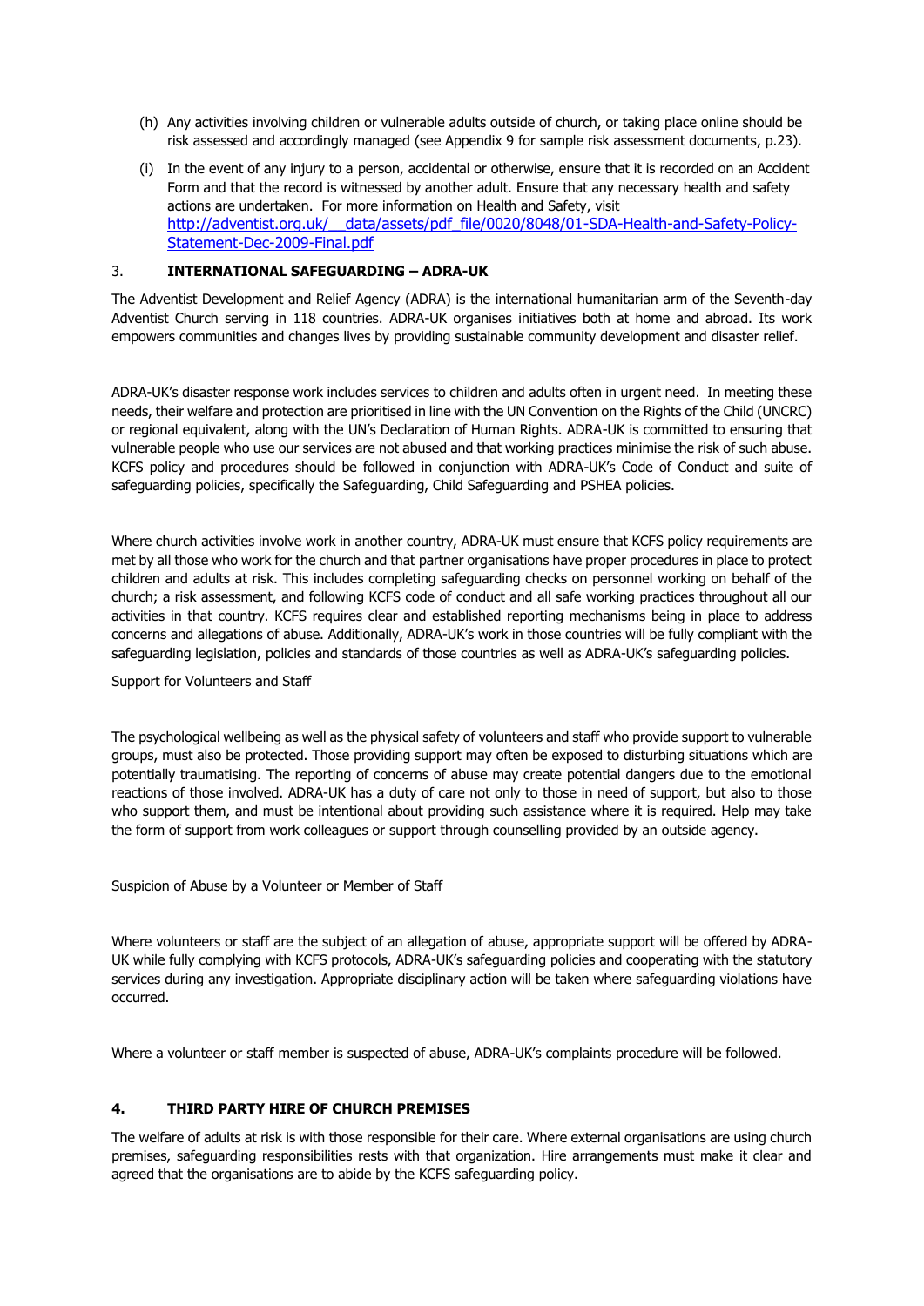(h) Any activities involving children or vulnerable adults outside of church, or taking place online should be risk assessed and accordingly managed (see Appendix 9 for sample risk assessment documents, p.23).

(i) In the event of any injury to a person, accidental or otherwise, ensure that it is recorded on an Accident Form and that the record is witnessed by another adult. Ensure that any necessary health and safety actions are undertaken. For more information on Health and Safety, visit [http://adventist.org.uk/__data/assets/pdf_file/0020/8048/01-SDA-Health-and-Safety-Policy-Statement-Dec-2009-Final.pdf](http://adventist.org.uk/__data/assets/pdf_file/0020/8048/01-SDA-Health-and-Safety-Policy-Statement-Dec-2009-Final.pdf)

## 3. INTERNATIONAL SAFEGUARDING – ADRA-UK

The Adventist Development and Relief Agency (ADRA) is the international humanitarian arm of the Seventh-day Adventist Church serving in 118 countries. ADRA-UK organises initiatives both at home and abroad. Its work empowers communities and changes lives by providing sustainable community development and disaster relief.

ADRA-UK's disaster response work includes services to children and adults often in urgent need. In meeting these needs, their welfare and protection are prioritised in line with the UN Convention on the Rights of the Child (UNCRC) or regional equivalent, along with the UN's Declaration of Human Rights. ADRA-UK is committed to ensuring that vulnerable people who use our services are not abused and that working practices minimise the risk of such abuse. KCFS policy and procedures should be followed in conjunction with ADRA-UK's Code of Conduct and suite of safeguarding policies, specifically the Safeguarding, Child Safeguarding and PSHEA policies.

Where church activities involve work in another country, ADRA-UK must ensure that KCFS policy requirements are met by all those who work for the church and that partner organisations have proper procedures in place to protect children and adults at risk. This includes completing safeguarding checks on personnel working on behalf of the church; a risk assessment, and following KCFS code of conduct and all safe working practices throughout all our activities in that country. KCFS requires clear and established reporting mechanisms being in place to address concerns and allegations of abuse. Additionally, ADRA-UK's work in those countries will be fully compliant with the safeguarding legislation, policies and standards of those countries as well as ADRA-UK's safeguarding policies.

Support for Volunteers and Staff

The psychological wellbeing as well as the physical safety of volunteers and staff who provide support to vulnerable groups, must also be protected. Those providing support may often be exposed to disturbing situations which are potentially traumatising. The reporting of concerns of abuse may create potential dangers due to the emotional reactions of those involved. ADRA-UK has a duty of care not only to those in need of support, but also to those who support them, and must be intentional about providing such assistance where it is required. Help may take the form of support from work colleagues or support through counselling provided by an outside agency.

Suspicion of Abuse by a Volunteer or Member of Staff

Where volunteers or staff are the subject of an allegation of abuse, appropriate support will be offered by ADRA-UK while fully complying with KCFS protocols, ADRA-UK's safeguarding policies and cooperating with the statutory services during any investigation. Appropriate disciplinary action will be taken where safeguarding violations have occurred.

Where a volunteer or staff member is suspected of abuse, ADRA-UK's complaints procedure will be followed.

## 4. THIRD PARTY HIRE OF CHURCH PREMISES

The welfare of adults at risk is with those responsible for their care. Where external organisations are using church premises, safeguarding responsibilities rests with that organization. Hire arrangements must make it clear and agreed that the organisations are to abide by the KCFS safeguarding policy.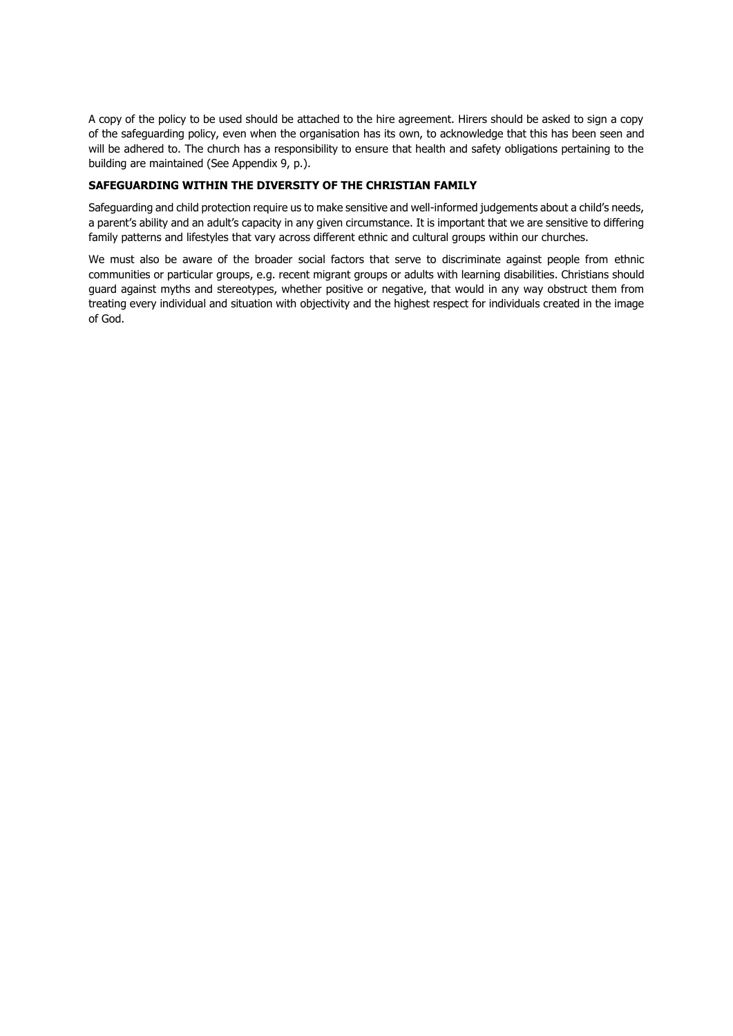A copy of the policy to be used should be attached to the hire agreement. Hirers should be asked to sign a copy of the safeguarding policy, even when the organisation has its own, to acknowledge that this has been seen and will be adhered to. The church has a responsibility to ensure that health and safety obligations pertaining to the building are maintained (See Appendix 9, p.).

**SAFEGUARDING WITHIN THE DIVERSITY OF THE CHRISTIAN FAMILY**

Safeguarding and child protection require us to make sensitive and well-informed judgements about a child's needs, a parent's ability and an adult's capacity in any given circumstance. It is important that we are sensitive to differing family patterns and lifestyles that vary across different ethnic and cultural groups within our churches.

We must also be aware of the broader social factors that serve to discriminate against people from ethnic communities or particular groups, e.g. recent migrant groups or adults with learning disabilities. Christians should guard against myths and stereotypes, whether positive or negative, that would in any way obstruct them from treating every individual and situation with objectivity and the highest respect for individuals created in the image of God.